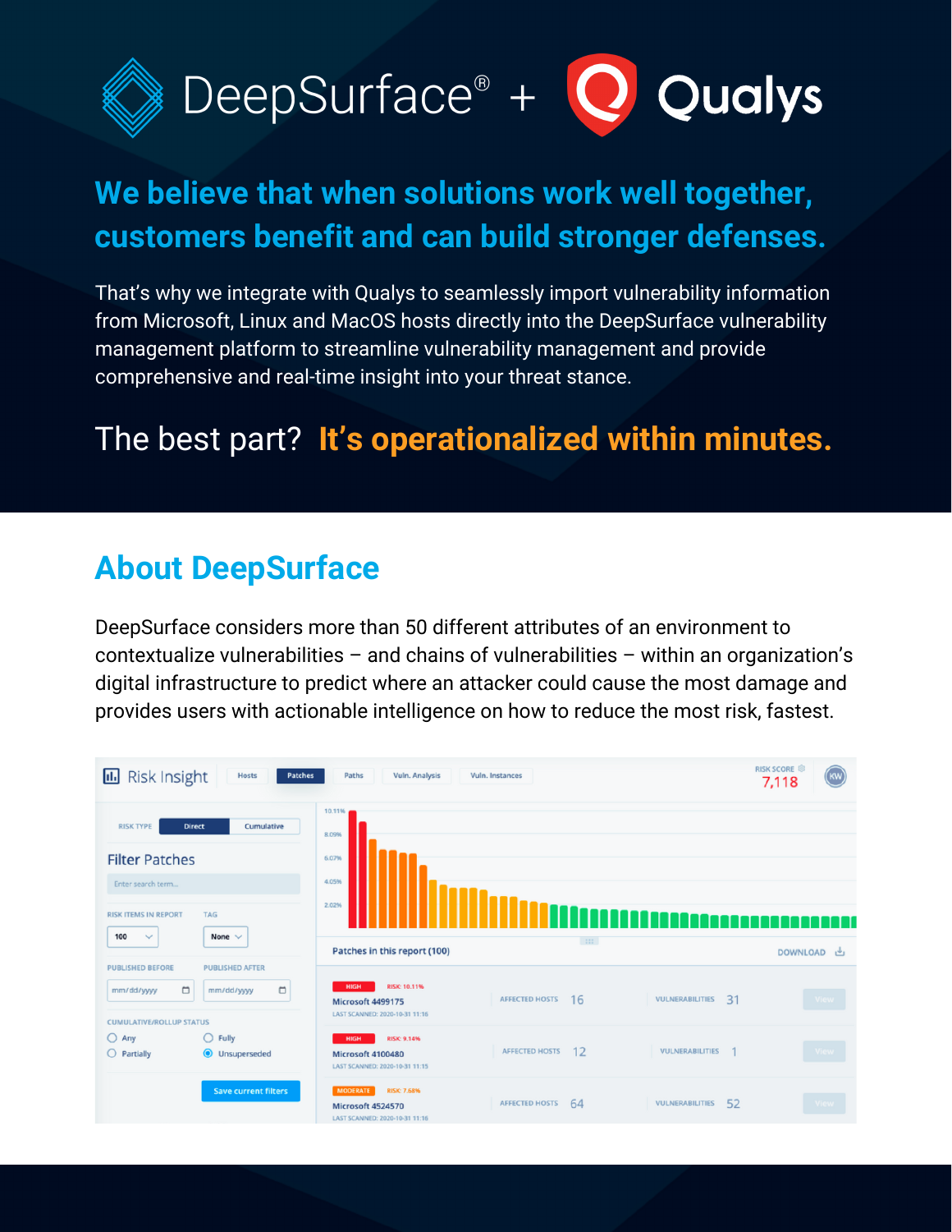# DeepSurface® + Qualys

## We believe that when solutions work well together, customers benefit and can build stronger defenses.

That's why we integrate with Qualys to seamlessly import vulnerability information from Microsoft, Linux and MacOS hosts directly into the DeepSurface vulnerability management platform to streamline vulnerability management and provide comprehensive and real-time insight into your threat stance.

The best part? **It's operationalized within minutes.**

## About DeepSurface

DeepSurface considers more than 50 different attributes of an environment to contextualize vulnerabilities – and chains of vulnerabilities – within an organization's digital infrastructure to predict where an attacker could cause the most damage and provides users with actionable intelligence on how to reduce the most risk, fastest.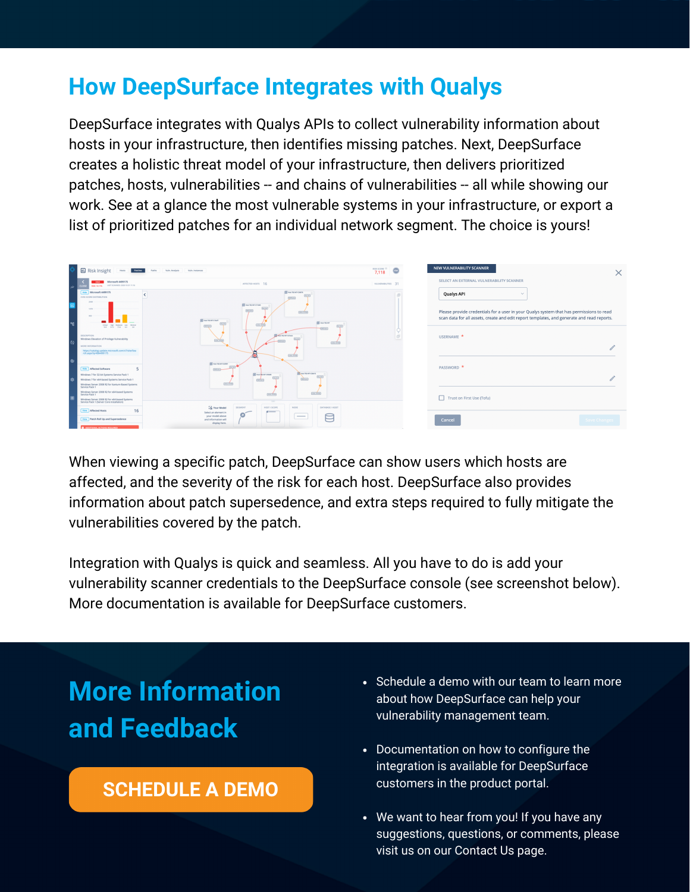## How DeepSurface Integrates with Qualys

DeepSurface integrates with Qualys APIs to collect vulnerability information about hosts in your infrastructure, then identifies missing patches. Next, DeepSurface creates a holistic threat model of your infrastructure, then delivers prioritized patches, hosts, vulnerabilities -- and chains of vulnerabilities -- all while showing our work. See at a glance the most vulnerable systems in your infrastructure, or export a list of prioritized patches for an individual network segment. The choice is yours!

When viewing a specific patch, DeepSurface can show users which hosts are affected, and the severity of the risk for each host. DeepSurface also provides information about patch supersedence, and extra steps required to fully mitigate the vulnerabilities covered by the patch.

Integration with Qualys is quick and seamless. All you have to do is add your vulnerability scanner credentials to the DeepSurface console (see screenshot below). More documentation is available for DeepSurface customers.

## More Information and Feedback

SCHEDULE A DEMO

- Schedule a demo with our team to learn more about how DeepSurface can help your vulnerability management team.
- Documentation on how to configure the integration is available for DeepSurface customers in the product portal.
- We want to hear from you! If you have any suggestions, questions, or comments, please visit us on our Contact Us page.